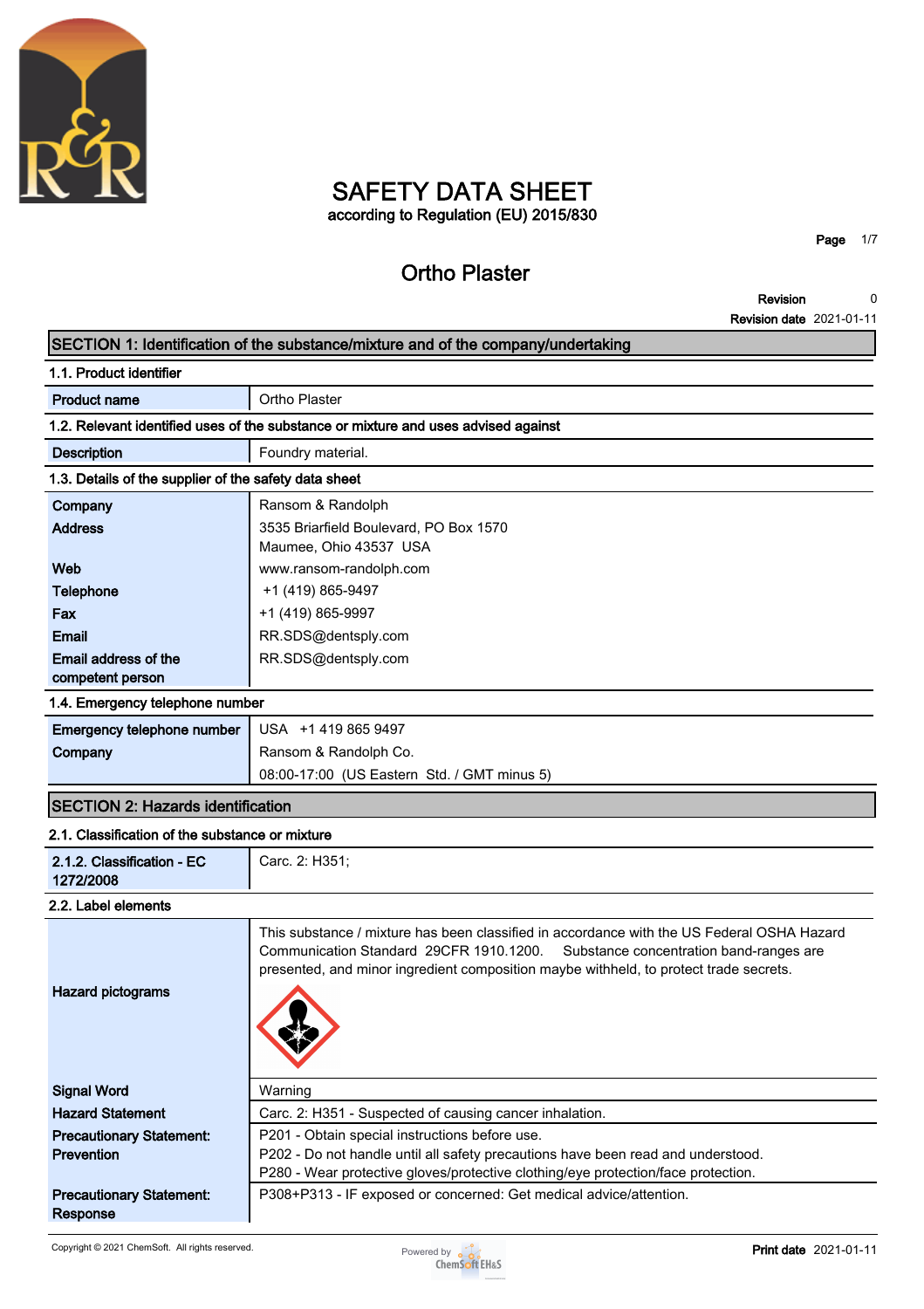# SAFETY DATA SHEET

according to Regulation (EU) 2015/830

## Ortho Plaster

**Revision** 0
**Revision date** 2021-01-11

## SECTION 1: Identification of the substance/mixture and of the company/undertaking

### 1.1. Product identifier

| | |
|---|---|
| **Product name** | Ortho Plaster |

### 1.2. Relevant identified uses of the substance or mixture and uses advised against

| | |
|---|---|
| **Description** | Foundry material. |

### 1.3. Details of the supplier of the safety data sheet

| | |
|---|---|
| **Company** | Ransom & Randolph |
| **Address** | 3535 Briarfield Boulevard, PO Box 1570<br>Maumee, Ohio 43537 USA |
| **Web** | www.ransom-randolph.com |
| **Telephone** | +1 (419) 865-9497 |
| **Fax** | +1 (419) 865-9997 |
| **Email** | RR.SDS@dentsply.com |
| **Email address of the competent person** | RR.SDS@dentsply.com |

### 1.4. Emergency telephone number

| | |
|---|---|
| **Emergency telephone number** | USA +1 419 865 9497 |
| **Company** | Ransom & Randolph Co.<br>08:00-17:00 (US Eastern Std. / GMT minus 5) |

## SECTION 2: Hazards identification

### 2.1. Classification of the substance or mixture

| | |
|---|---|
| **2.1.2. Classification - EC 1272/2008** | Carc. 2: H351; |

### 2.2. Label elements

| | |
|---|---|
| **Hazard pictograms** | This substance / mixture has been classified in accordance with the US Federal OSHA Hazard Communication Standard 29CFR 1910.1200. Substance concentration band-ranges are presented, and minor ingredient composition maybe withheld, to protect trade secrets. |
| **Signal Word** | Warning |
| **Hazard Statement** | Carc. 2: H351 - Suspected of causing cancer inhalation. |
| **Precautionary Statement: Prevention** | P201 - Obtain special instructions before use.<br>P202 - Do not handle until all safety precautions have been read and understood.<br>P280 - Wear protective gloves/protective clothing/eye protection/face protection. |
| **Precautionary Statement: Response** | P308+P313 - IF exposed or concerned: Get medical advice/attention. |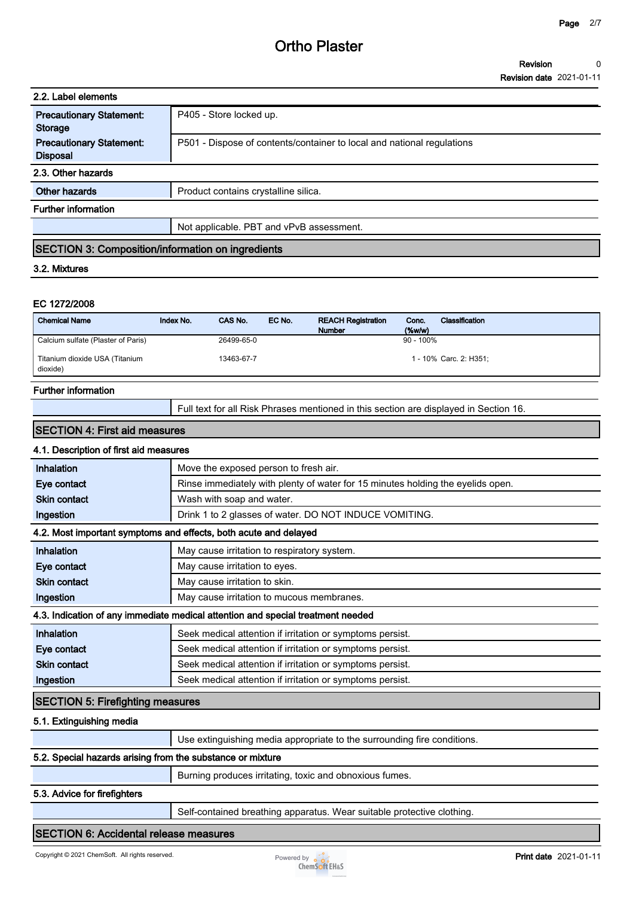### 2.2. Label elements

| | |
|---|---|
| **Precautionary Statement: Storage** | P405 - Store locked up. |
| **Precautionary Statement: Disposal** | P501 - Dispose of contents/container to local and national regulations |

### 2.3. Other hazards

| | |
|---|---|
| **Other hazards** | Product contains crystalline silica. |

**Further information**

| | |
|---|---|
| | Not applicable. PBT and vPvB assessment. |

## SECTION 3: Composition/information on ingredients

### 3.2. Mixtures

**EC 1272/2008**

| Chemical Name | Index No. | CAS No. | EC No. | REACH Registration Number | Conc. (%w/w) | Classification |
|---|---|---|---|---|---|---|
| Calcium sulfate (Plaster of Paris) | | 26499-65-0 | | | 90 - 100% | |
| Titanium dioxide USA (Titanium dioxide) | | 13463-67-7 | | | 1 - 10% | Carc. 2: H351; |

**Further information**

| | |
|---|---|
| | Full text for all Risk Phrases mentioned in this section are displayed in Section 16. |

## SECTION 4: First aid measures

### 4.1. Description of first aid measures

| | |
|---|---|
| **Inhalation** | Move the exposed person to fresh air. |
| **Eye contact** | Rinse immediately with plenty of water for 15 minutes holding the eyelids open. |
| **Skin contact** | Wash with soap and water. |
| **Ingestion** | Drink 1 to 2 glasses of water. DO NOT INDUCE VOMITING. |

### 4.2. Most important symptoms and effects, both acute and delayed

| | |
|---|---|
| **Inhalation** | May cause irritation to respiratory system. |
| **Eye contact** | May cause irritation to eyes. |
| **Skin contact** | May cause irritation to skin. |
| **Ingestion** | May cause irritation to mucous membranes. |

### 4.3. Indication of any immediate medical attention and special treatment needed

| | |
|---|---|
| **Inhalation** | Seek medical attention if irritation or symptoms persist. |
| **Eye contact** | Seek medical attention if irritation or symptoms persist. |
| **Skin contact** | Seek medical attention if irritation or symptoms persist. |
| **Ingestion** | Seek medical attention if irritation or symptoms persist. |

## SECTION 5: Firefighting measures

### 5.1. Extinguishing media

| | |
|---|---|
| | Use extinguishing media appropriate to the surrounding fire conditions. |

### 5.2. Special hazards arising from the substance or mixture

| | |
|---|---|
| | Burning produces irritating, toxic and obnoxious fumes. |

### 5.3. Advice for firefighters

| | |
|---|---|
| | Self-contained breathing apparatus. Wear suitable protective clothing. |

## SECTION 6: Accidental release measures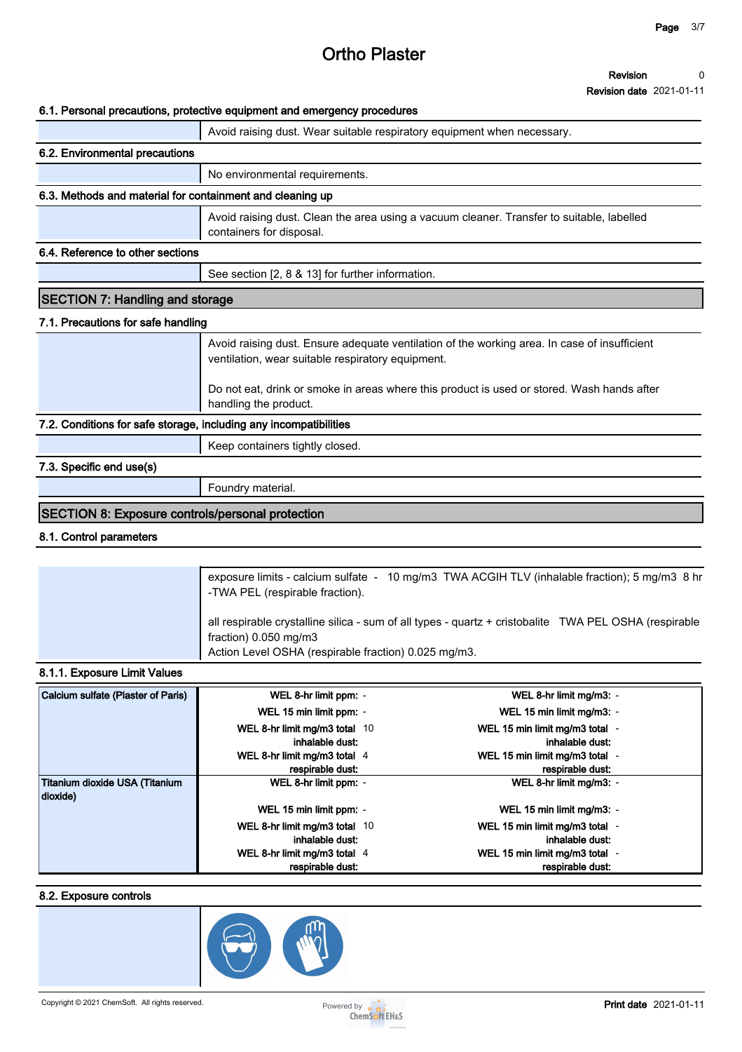# Ortho Plaster

**Revision** 0
**Revision date** 2021-01-11

### 6.1. Personal precautions, protective equipment and emergency procedures

Avoid raising dust. Wear suitable respiratory equipment when necessary.

### 6.2. Environmental precautions

No environmental requirements.

### 6.3. Methods and material for containment and cleaning up

Avoid raising dust. Clean the area using a vacuum cleaner. Transfer to suitable, labelled containers for disposal.

### 6.4. Reference to other sections

See section [2, 8 & 13] for further information.

## SECTION 7: Handling and storage

### 7.1. Precautions for safe handling

Avoid raising dust. Ensure adequate ventilation of the working area. In case of insufficient ventilation, wear suitable respiratory equipment.

Do not eat, drink or smoke in areas where this product is used or stored. Wash hands after handling the product.

### 7.2. Conditions for safe storage, including any incompatibilities

Keep containers tightly closed.

### 7.3. Specific end use(s)

Foundry material.

## SECTION 8: Exposure controls/personal protection

### 8.1. Control parameters

exposure limits - calcium sulfate - 10 mg/m3 TWA ACGIH TLV (inhalable fraction); 5 mg/m3 8 hr -TWA PEL (respirable fraction).

all respirable crystalline silica - sum of all types - quartz + cristobalite TWA PEL OSHA (respirable fraction) 0.050 mg/m3
Action Level OSHA (respirable fraction) 0.025 mg/m3.

### 8.1.1. Exposure Limit Values

| Substance | Parameter | Value | Parameter | Value |
|---|---|---|---|---|
| Calcium sulfate (Plaster of Paris) | WEL 8-hr limit ppm: | - | WEL 8-hr limit mg/m3: | - |
| | WEL 15 min limit ppm: | - | WEL 15 min limit mg/m3: | - |
| | WEL 8-hr limit mg/m3 total inhalable dust: | 10 | WEL 15 min limit mg/m3 total inhalable dust: | - |
| | WEL 8-hr limit mg/m3 total respirable dust: | 4 | WEL 15 min limit mg/m3 total respirable dust: | - |
| Titanium dioxide USA (Titanium dioxide) | WEL 8-hr limit ppm: | - | WEL 8-hr limit mg/m3: | - |
| | WEL 15 min limit ppm: | - | WEL 15 min limit mg/m3: | - |
| | WEL 8-hr limit mg/m3 total inhalable dust: | 10 | WEL 15 min limit mg/m3 total inhalable dust: | - |
| | WEL 8-hr limit mg/m3 total respirable dust: | 4 | WEL 15 min limit mg/m3 total respirable dust: | - |

### 8.2. Exposure controls

Copyright © 2021 ChemSoft. All rights reserved.

**Print date** 2021-01-11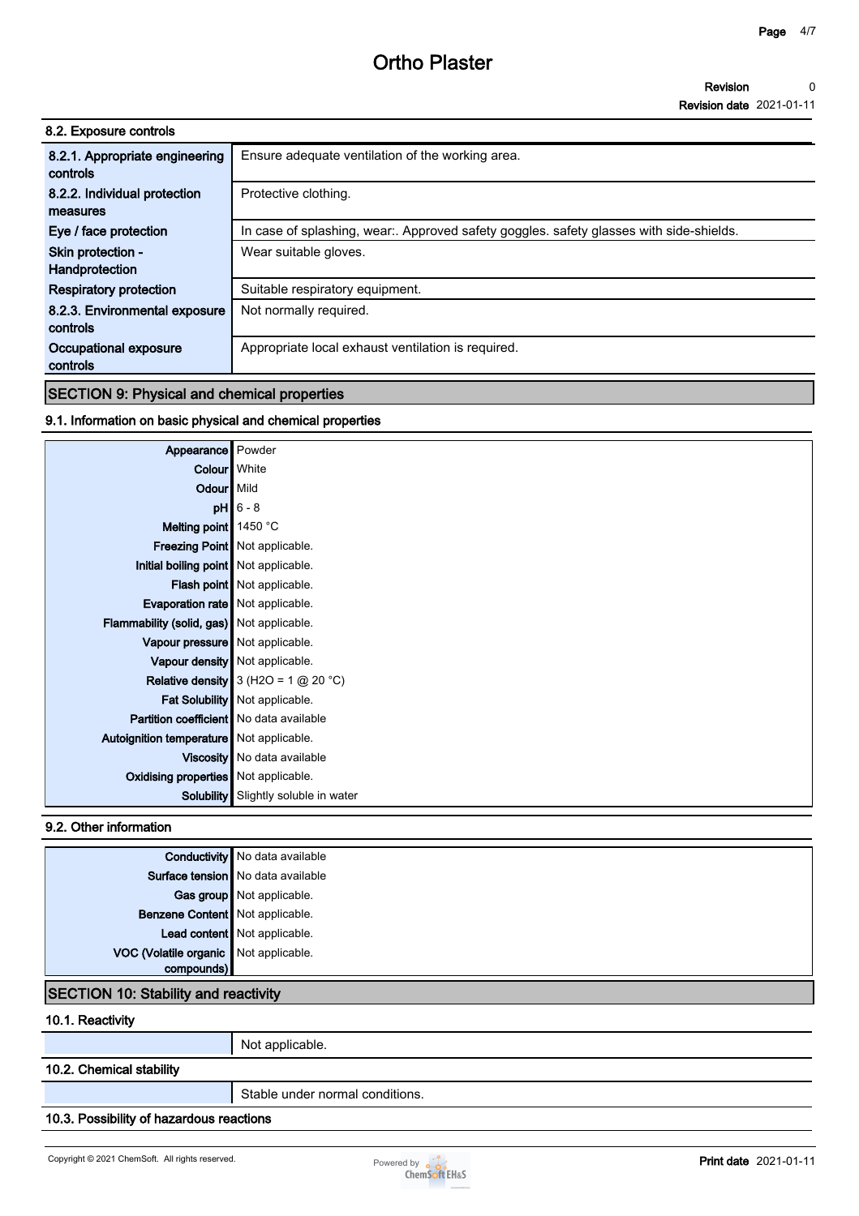# Ortho Plaster

### 8.2. Exposure controls

| | |
|---|---|
| **8.2.1. Appropriate engineering controls** | Ensure adequate ventilation of the working area. |
| **8.2.2. Individual protection measures** | Protective clothing. |
| **Eye / face protection** | In case of splashing, wear:. Approved safety goggles. safety glasses with side-shields. |
| **Skin protection - Handprotection** | Wear suitable gloves. |
| **Respiratory protection** | Suitable respiratory equipment. |
| **8.2.3. Environmental exposure controls** | Not normally required. |
| **Occupational exposure controls** | Appropriate local exhaust ventilation is required. |

## SECTION 9: Physical and chemical properties

### 9.1. Information on basic physical and chemical properties

| | |
|---|---|
| **Appearance** | Powder |
| **Colour** | White |
| **Odour** | Mild |
| **pH** | 6 - 8 |
| **Melting point** | 1450 °C |
| **Freezing Point** | Not applicable. |
| **Initial boiling point** | Not applicable. |
| **Flash point** | Not applicable. |
| **Evaporation rate** | Not applicable. |
| **Flammability (solid, gas)** | Not applicable. |
| **Vapour pressure** | Not applicable. |
| **Vapour density** | Not applicable. |
| **Relative density** | 3 ($H_2O$ = 1 @ 20 °C) |
| **Fat Solubility** | Not applicable. |
| **Partition coefficient** | No data available |
| **Autoignition temperature** | Not applicable. |
| **Viscosity** | No data available |
| **Oxidising properties** | Not applicable. |
| **Solubility** | Slightly soluble in water |

### 9.2. Other information

| | |
|---|---|
| **Conductivity** | No data available |
| **Surface tension** | No data available |
| **Gas group** | Not applicable. |
| **Benzene Content** | Not applicable. |
| **Lead content** | Not applicable. |
| **VOC (Volatile organic compounds)** | Not applicable. |

## SECTION 10: Stability and reactivity

### 10.1. Reactivity

Not applicable.

### 10.2. Chemical stability

Stable under normal conditions.

### 10.3. Possibility of hazardous reactions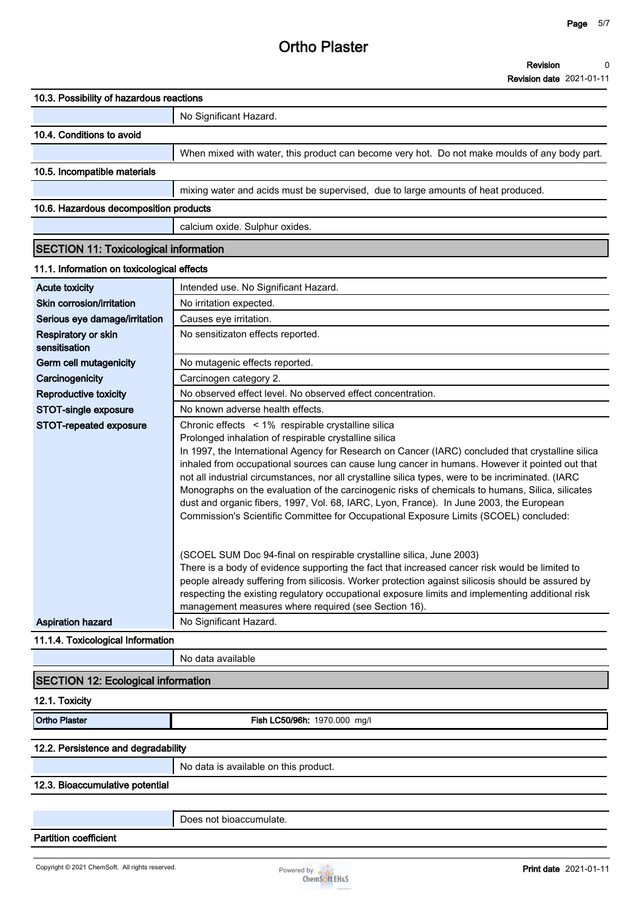### 10.3. Possibility of hazardous reactions

| | |
|---|---|
| | No Significant Hazard. |

### 10.4. Conditions to avoid

| | |
|---|---|
| | When mixed with water, this product can become very hot. Do not make moulds of any body part. |

### 10.5. Incompatible materials

| | |
|---|---|
| | mixing water and acids must be supervised, due to large amounts of heat produced. |

### 10.6. Hazardous decomposition products

| | |
|---|---|
| | calcium oxide. Sulphur oxides. |

## SECTION 11: Toxicological information

### 11.1. Information on toxicological effects

| | |
|---|---|
| **Acute toxicity** | Intended use. No Significant Hazard. |
| **Skin corrosion/irritation** | No irritation expected. |
| **Serious eye damage/irritation** | Causes eye irritation. |
| **Respiratory or skin sensitisation** | No sensitizaton effects reported. |
| **Germ cell mutagenicity** | No mutagenic effects reported. |
| **Carcinogenicity** | Carcinogen category 2. |
| **Reproductive toxicity** | No observed effect level. No observed effect concentration. |
| **STOT-single exposure** | No known adverse health effects. |
| **STOT-repeated exposure** | Chronic effects < 1% respirable crystalline silica<br>Prolonged inhalation of respirable crystalline silica<br>In 1997, the International Agency for Research on Cancer (IARC) concluded that crystalline silica inhaled from occupational sources can cause lung cancer in humans. However it pointed out that not all industrial circumstances, nor all crystalline silica types, were to be incriminated. (IARC Monographs on the evaluation of the carcinogenic risks of chemicals to humans, Silica, silicates dust and organic fibers, 1997, Vol. 68, IARC, Lyon, France). In June 2003, the European Commission's Scientific Committee for Occupational Exposure Limits (SCOEL) concluded:<br><br>(SCOEL SUM Doc 94-final on respirable crystalline silica, June 2003)<br>There is a body of evidence supporting the fact that increased cancer risk would be limited to people already suffering from silicosis. Worker protection against silicosis should be assured by respecting the existing regulatory occupational exposure limits and implementing additional risk management measures where required (see Section 16). |
| **Aspiration hazard** | No Significant Hazard. |

### 11.1.4. Toxicological Information

| | |
|---|---|
| | No data available |

## SECTION 12: Ecological information

### 12.1. Toxicity

| | |
|---|---|
| **Ortho Plaster** | **Fish LC50/96h:** 1970.000 mg/l |

### 12.2. Persistence and degradability

| | |
|---|---|
| | No data is available on this product. |

### 12.3. Bioaccumulative potential

| | |
|---|---|
| | Does not bioaccumulate. |

**Partition coefficient**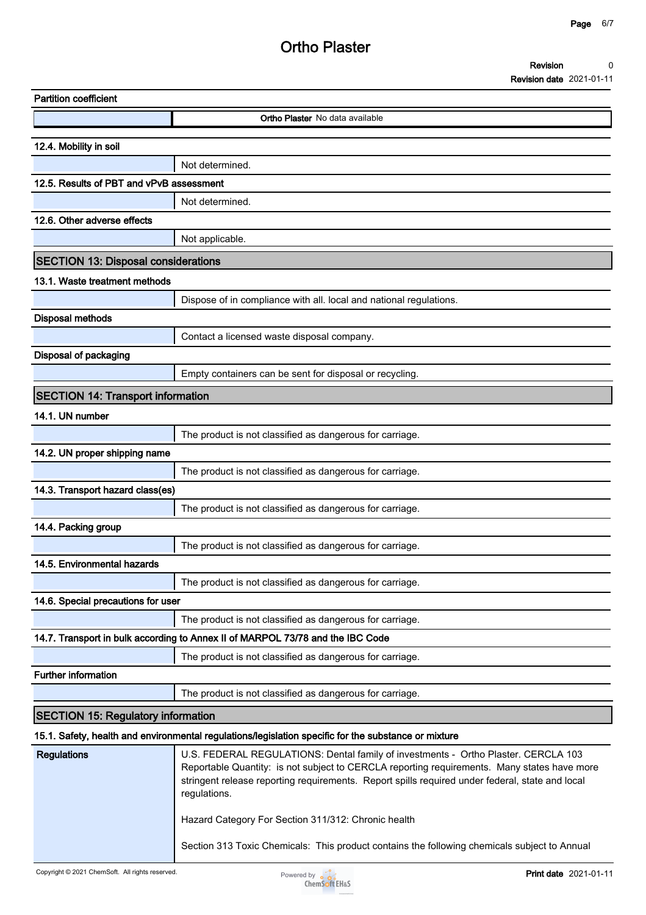**Partition coefficient**

| | |
|---|---|
| | **Ortho Plaster** No data available |

**12.4. Mobility in soil**

| | |
|---|---|
| | Not determined. |

**12.5. Results of PBT and vPvB assessment**

| | |
|---|---|
| | Not determined. |

**12.6. Other adverse effects**

| | |
|---|---|
| | Not applicable. |

## SECTION 13: Disposal considerations

**13.1. Waste treatment methods**

| | |
|---|---|
| | Dispose of in compliance with all. local and national regulations. |

**Disposal methods**

| | |
|---|---|
| | Contact a licensed waste disposal company. |

**Disposal of packaging**

| | |
|---|---|
| | Empty containers can be sent for disposal or recycling. |

## SECTION 14: Transport information

**14.1. UN number**

| | |
|---|---|
| | The product is not classified as dangerous for carriage. |

**14.2. UN proper shipping name**

| | |
|---|---|
| | The product is not classified as dangerous for carriage. |

**14.3. Transport hazard class(es)**

| | |
|---|---|
| | The product is not classified as dangerous for carriage. |

**14.4. Packing group**

| | |
|---|---|
| | The product is not classified as dangerous for carriage. |

**14.5. Environmental hazards**

| | |
|---|---|
| | The product is not classified as dangerous for carriage. |

**14.6. Special precautions for user**

| | |
|---|---|
| | The product is not classified as dangerous for carriage. |

**14.7. Transport in bulk according to Annex II of MARPOL 73/78 and the IBC Code**

| | |
|---|---|
| | The product is not classified as dangerous for carriage. |

**Further information**

| | |
|---|---|
| | The product is not classified as dangerous for carriage. |

## SECTION 15: Regulatory information

**15.1. Safety, health and environmental regulations/legislation specific for the substance or mixture**

| | |
|---|---|
| **Regulations** | U.S. FEDERAL REGULATIONS: Dental family of investments - Ortho Plaster. CERCLA 103 Reportable Quantity: is not subject to CERCLA reporting requirements. Many states have more stringent release reporting requirements. Report spills required under federal, state and local regulations.<br><br>Hazard Category For Section 311/312: Chronic health<br><br>Section 313 Toxic Chemicals: This product contains the following chemicals subject to Annual |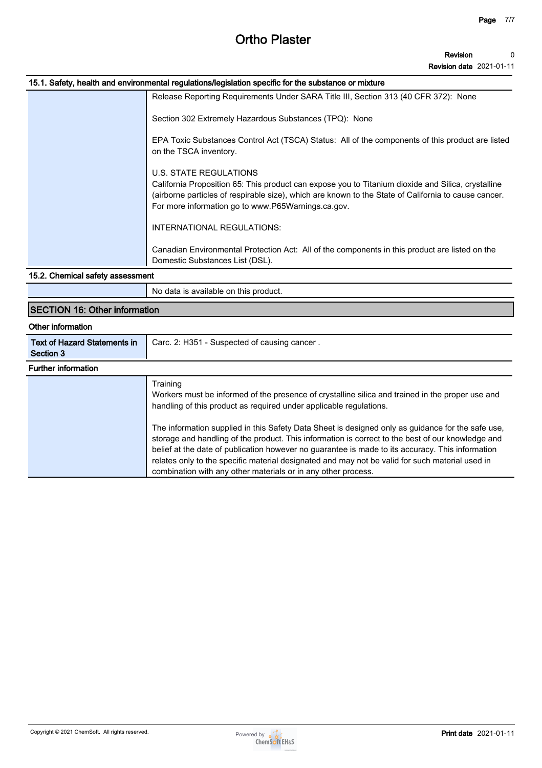### 15.1. Safety, health and environmental regulations/legislation specific for the substance or mixture

| | |
|---|---|
| | Release Reporting Requirements Under SARA Title III, Section 313 (40 CFR 372): None<br><br>Section 302 Extremely Hazardous Substances (TPQ): None<br><br>EPA Toxic Substances Control Act (TSCA) Status: All of the components of this product are listed on the TSCA inventory.<br><br>U.S. STATE REGULATIONS<br>California Proposition 65: This product can expose you to Titanium dioxide and Silica, crystalline (airborne particles of respirable size), which are known to the State of California to cause cancer. For more information go to www.P65Warnings.ca.gov.<br><br>INTERNATIONAL REGULATIONS:<br><br>Canadian Environmental Protection Act: All of the components in this product are listed on the Domestic Substances List (DSL). |

### 15.2. Chemical safety assessment

| | |
|---|---|
| | No data is available on this product. |

## SECTION 16: Other information

### Other information

| | |
|---|---|
| **Text of Hazard Statements in Section 3** | Carc. 2: H351 - Suspected of causing cancer . |

### Further information

| | |
|---|---|
| | Training<br>Workers must be informed of the presence of crystalline silica and trained in the proper use and handling of this product as required under applicable regulations.<br><br>The information supplied in this Safety Data Sheet is designed only as guidance for the safe use, storage and handling of the product. This information is correct to the best of our knowledge and belief at the date of publication however no guarantee is made to its accuracy. This information relates only to the specific material designated and may not be valid for such material used in combination with any other materials or in any other process. |